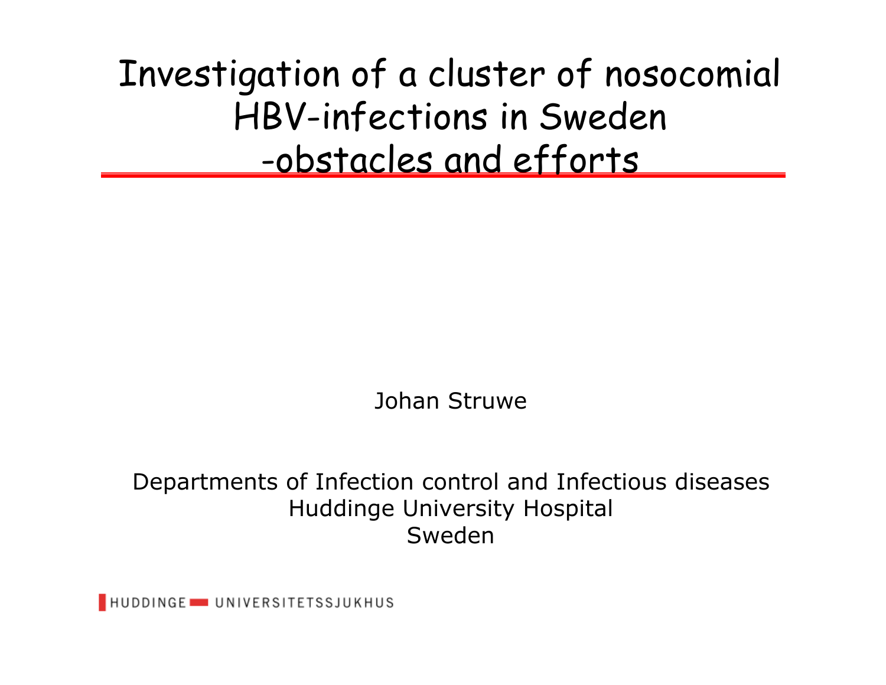# Investigation of a cluster of nosocomial HBV-infections in Sweden -obstacles and efforts

Johan Struwe

Departments of Infection control and Infectious diseases
Huddinge University Hospital
Sweden

HUDDINGE UNIVERSITETSSJUKHUS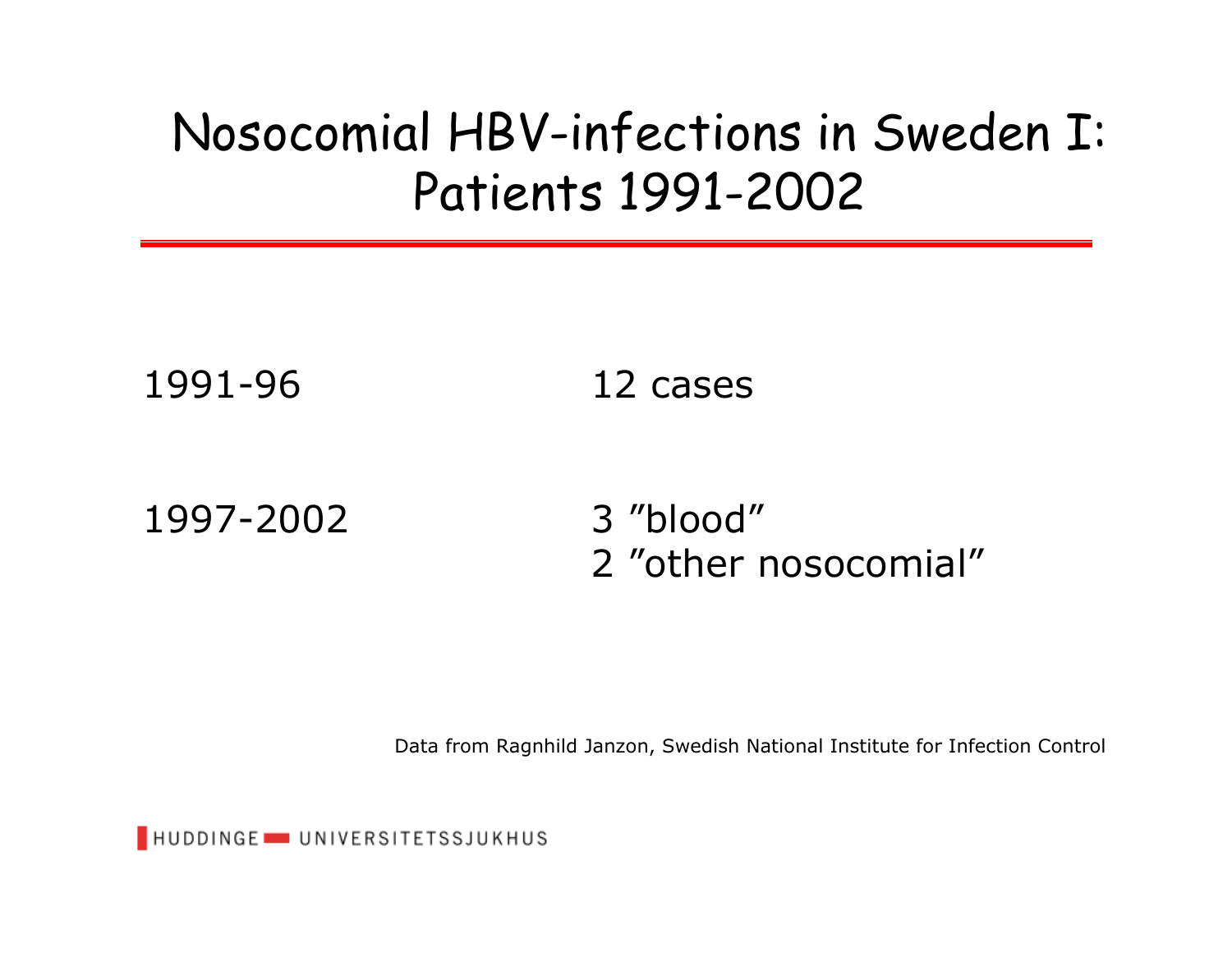# Nosocomial HBV-infections in Sweden I: Patients 1991-2002

| | |
|---|---|
| 1991-96 | 12 cases |
| 1997-2002 | 3 ”blood”<br>2 ”other nosocomial” |

Data from Ragnhild Janzon, Swedish National Institute for Infection Control

HUDDINGE UNIVERSITETSSJUKHUS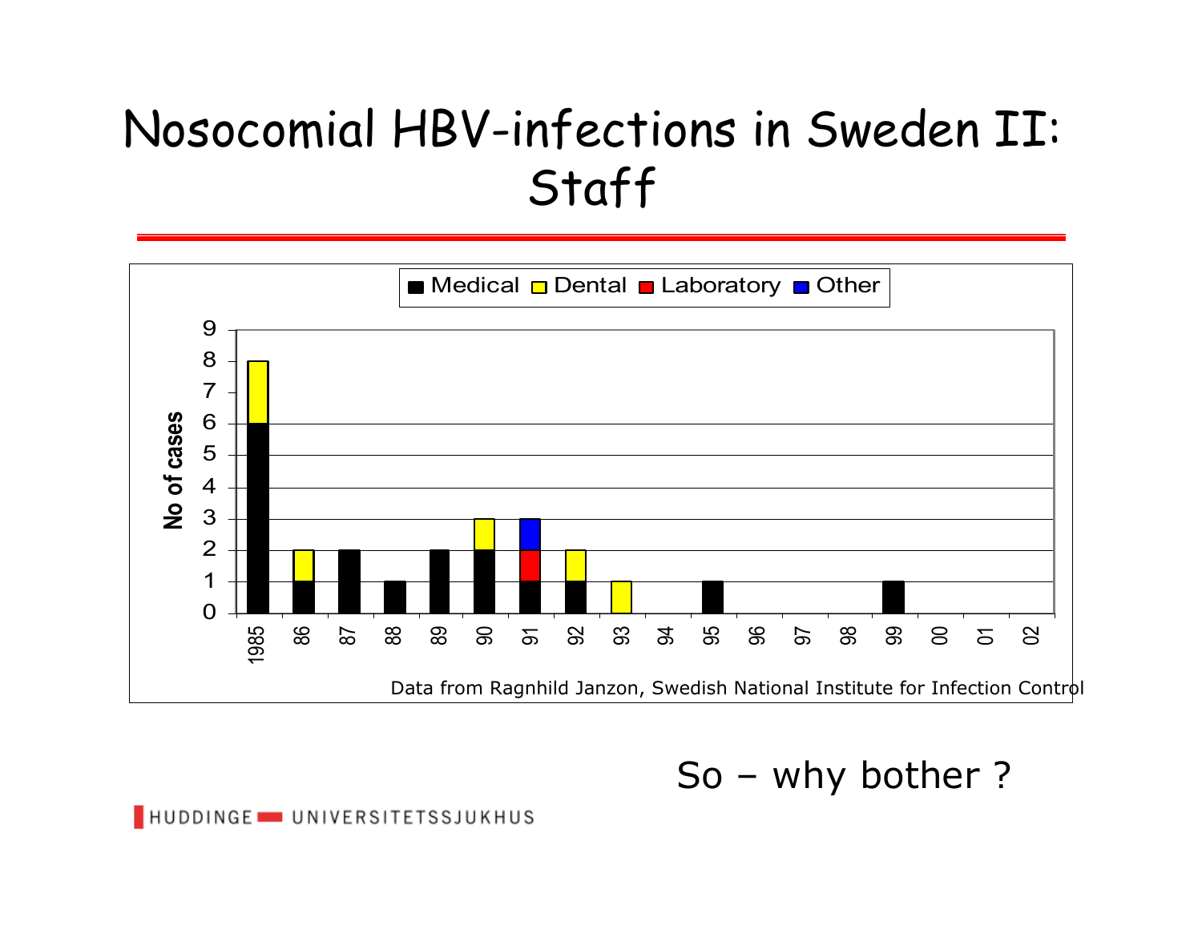# Nosocomial HBV-infections in Sweden II: Staff

Medical
Dental
Laboratory
Other

No of cases

0
1
2
3
4
5
6
7
8
9

1985
86
87
88
89
90
91
92
93
94
95
96
97
98
99
00
01
02

Data from Ragnhild Janzon, Swedish National Institute for Infection Control

So – why bother ?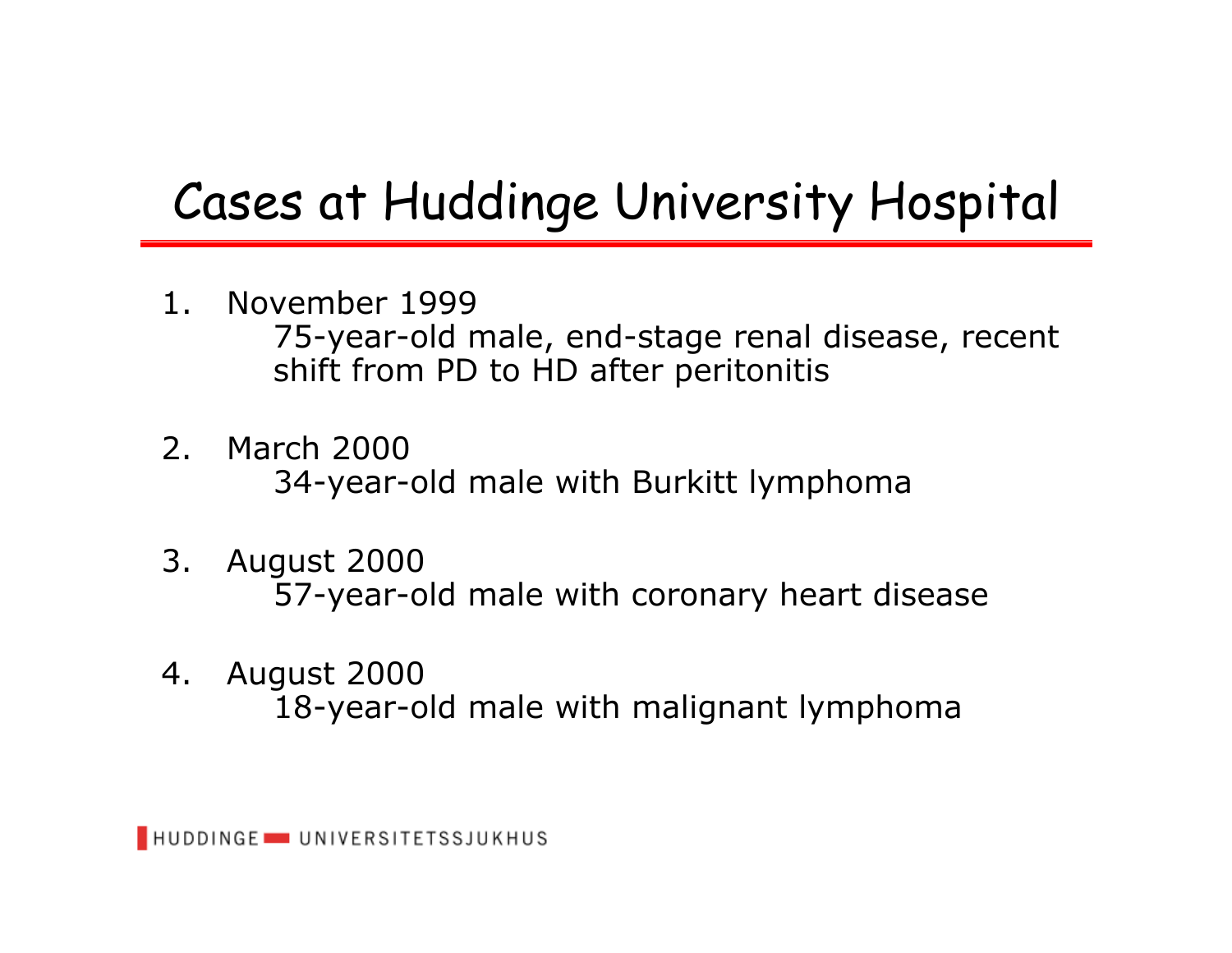# Cases at Huddinge University Hospital

1. November 1999
   75-year-old male, end-stage renal disease, recent shift from PD to HD after peritonitis

2. March 2000
   34-year-old male with Burkitt lymphoma

3. August 2000
   57-year-old male with coronary heart disease

4. August 2000
   18-year-old male with malignant lymphoma

HUDDINGE UNIVERSITETSSJUKHUS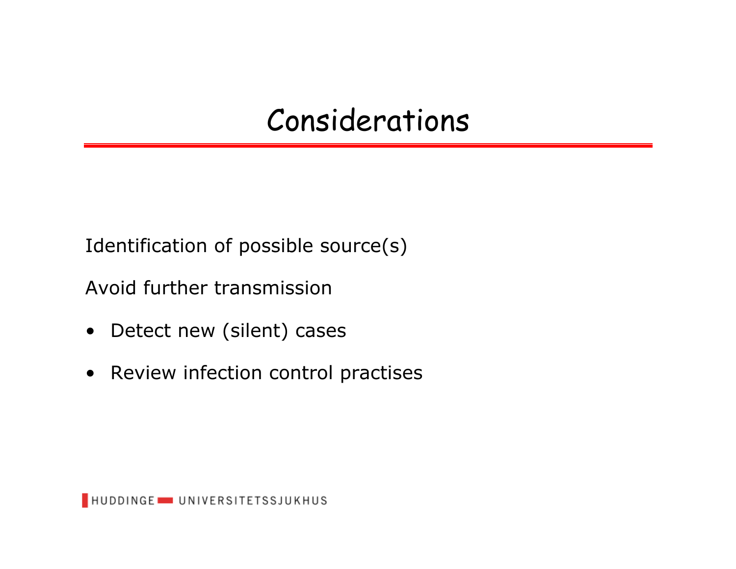# Considerations

Identification of possible source(s)

Avoid further transmission

- Detect new (silent) cases
- Review infection control practises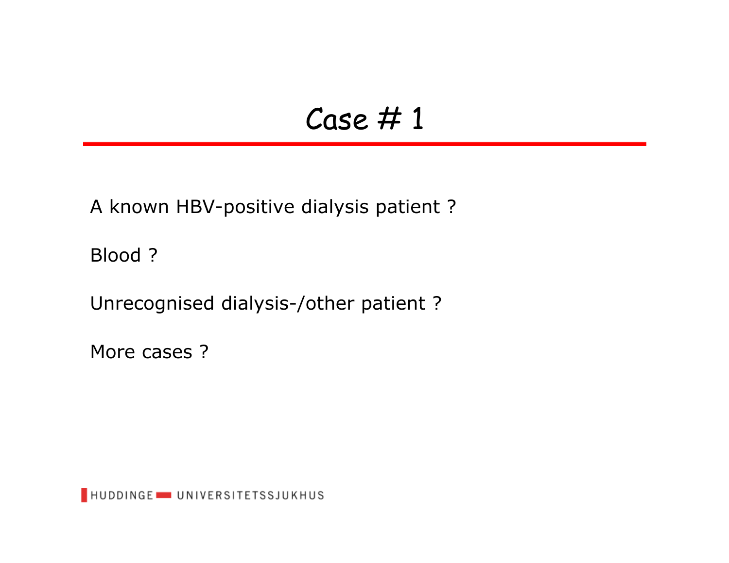# Case # 1

A known HBV-positive dialysis patient ?

Blood ?

Unrecognised dialysis-/other patient ?

More cases ?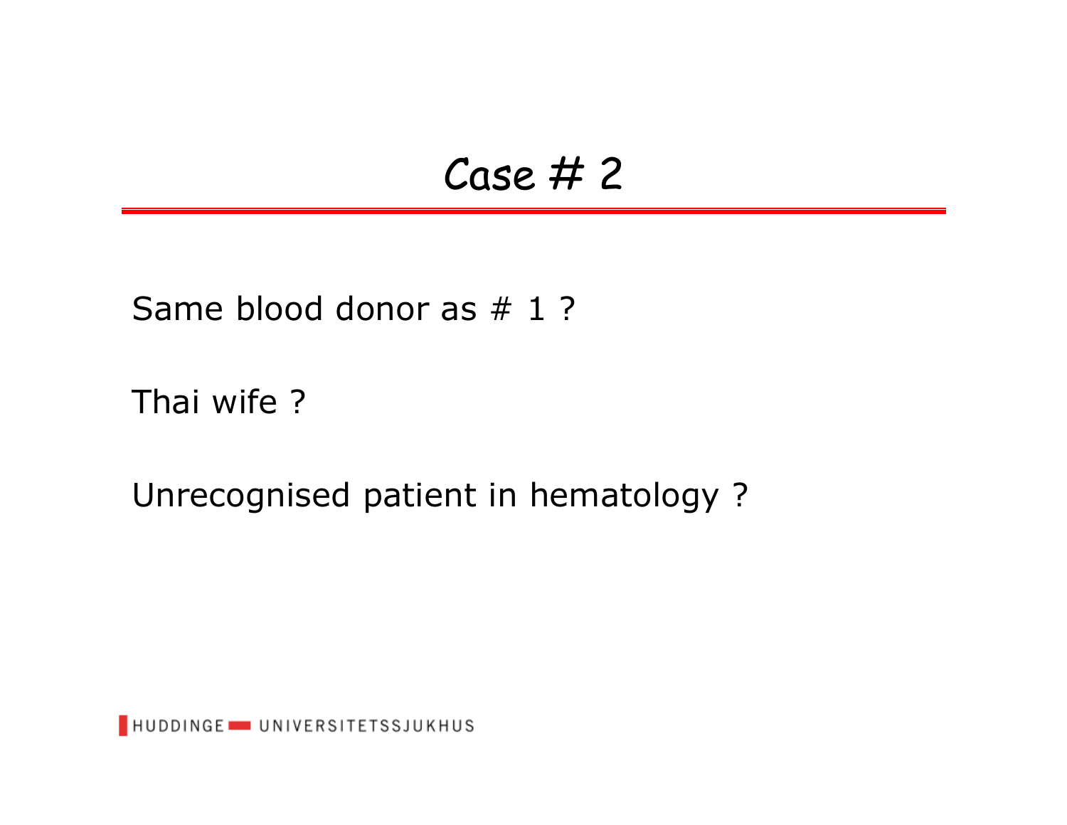# Case # 2

Same blood donor as # 1 ?

Thai wife ?

Unrecognised patient in hematology ?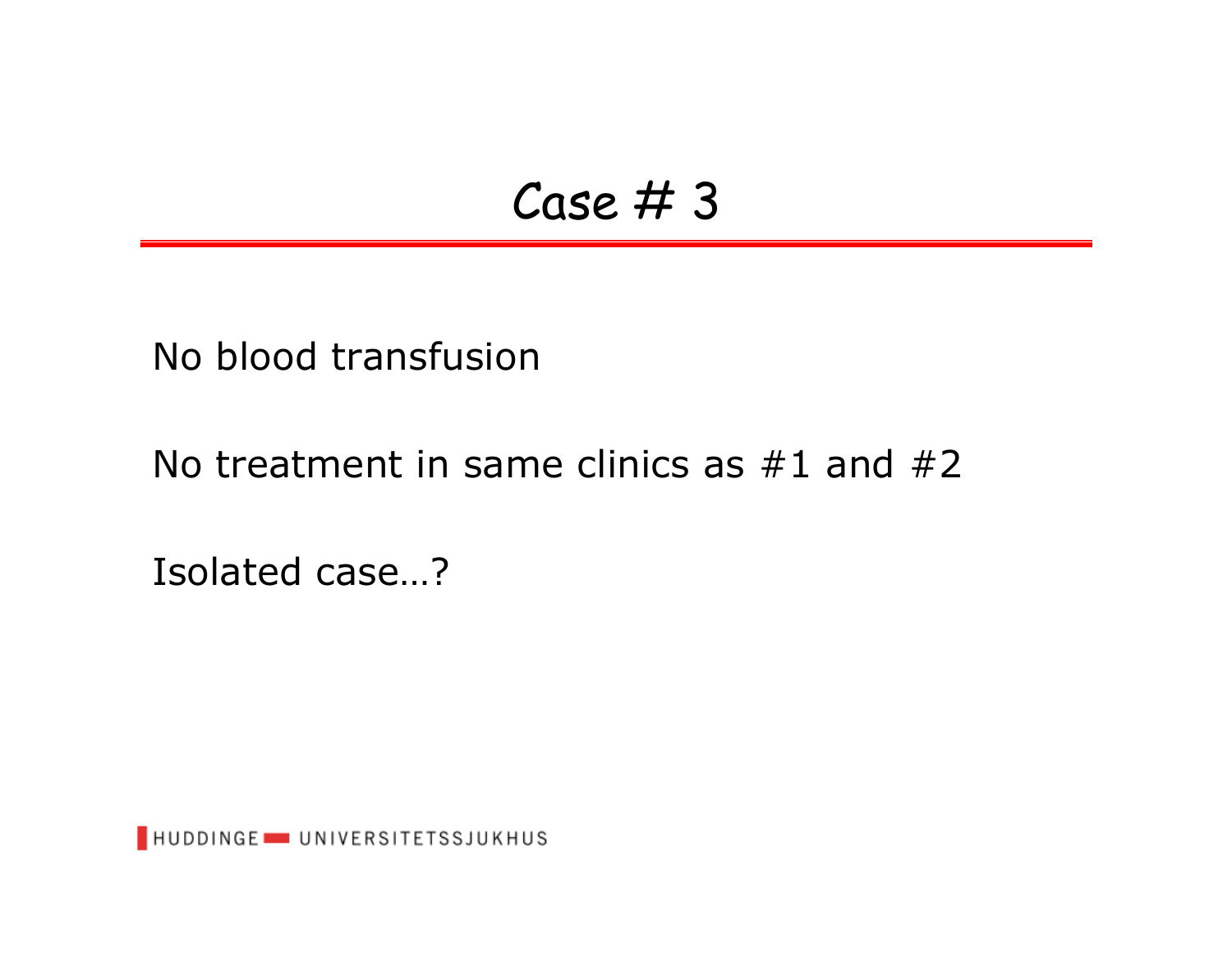# Case # 3

No blood transfusion

No treatment in same clinics as #1 and #2

Isolated case…?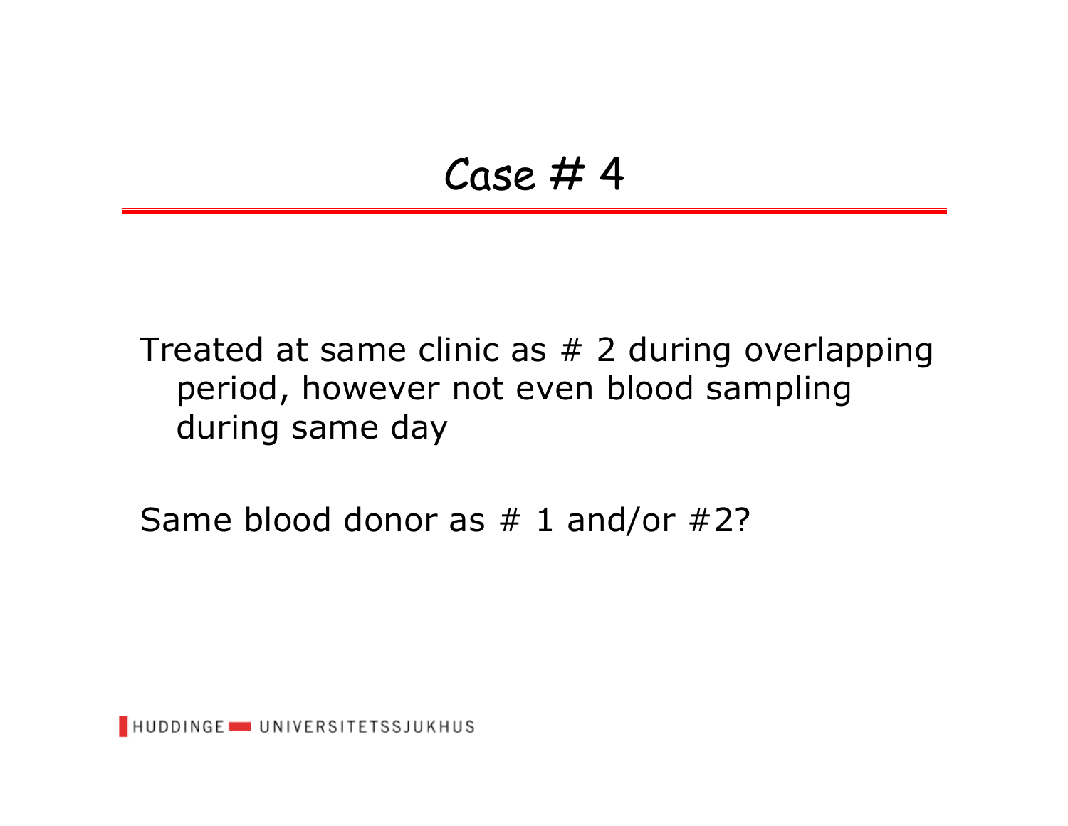# Case # 4

Treated at same clinic as # 2 during overlapping period, however not even blood sampling during same day

Same blood donor as # 1 and/or #2?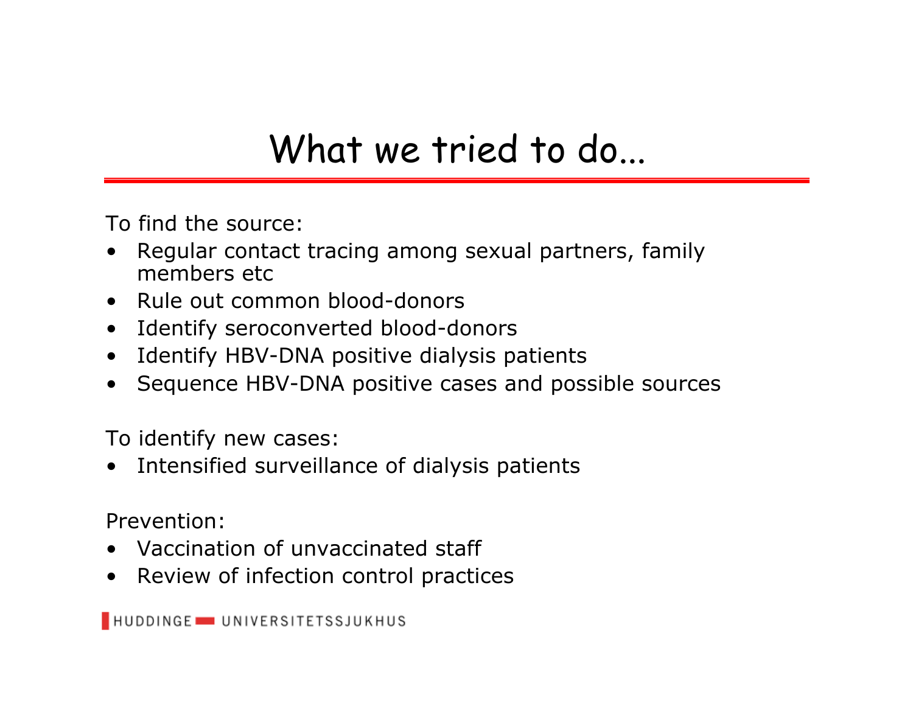# What we tried to do…

To find the source:

- Regular contact tracing among sexual partners, family members etc
- Rule out common blood-donors
- Identify seroconverted blood-donors
- Identify HBV-DNA positive dialysis patients
- Sequence HBV-DNA positive cases and possible sources

To identify new cases:

- Intensified surveillance of dialysis patients

Prevention:

- Vaccination of unvaccinated staff
- Review of infection control practices

HUDDINGE UNIVERSITETSSJUKHUS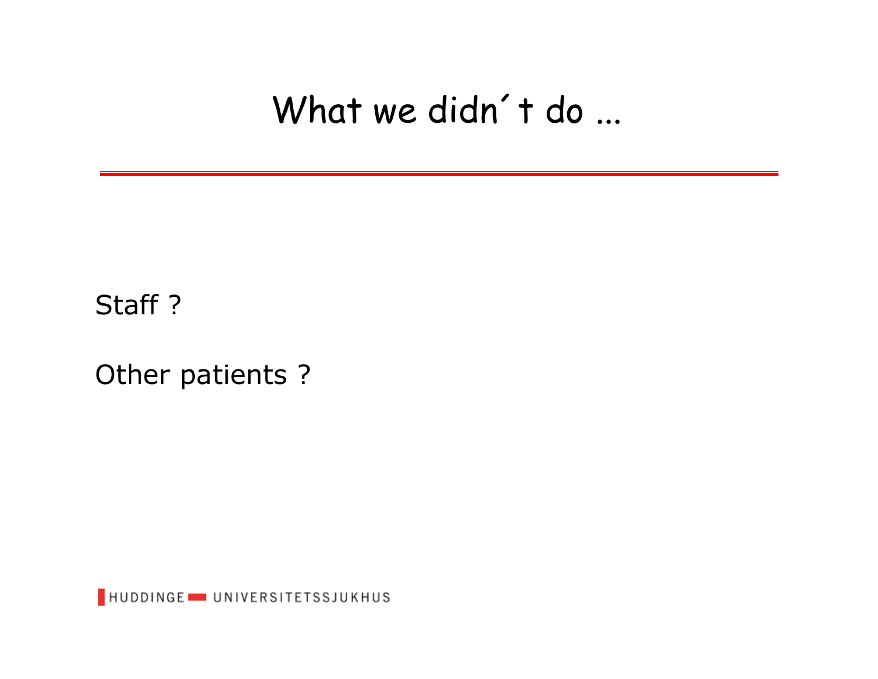# What we didn´t do …

Staff ?

Other patients ?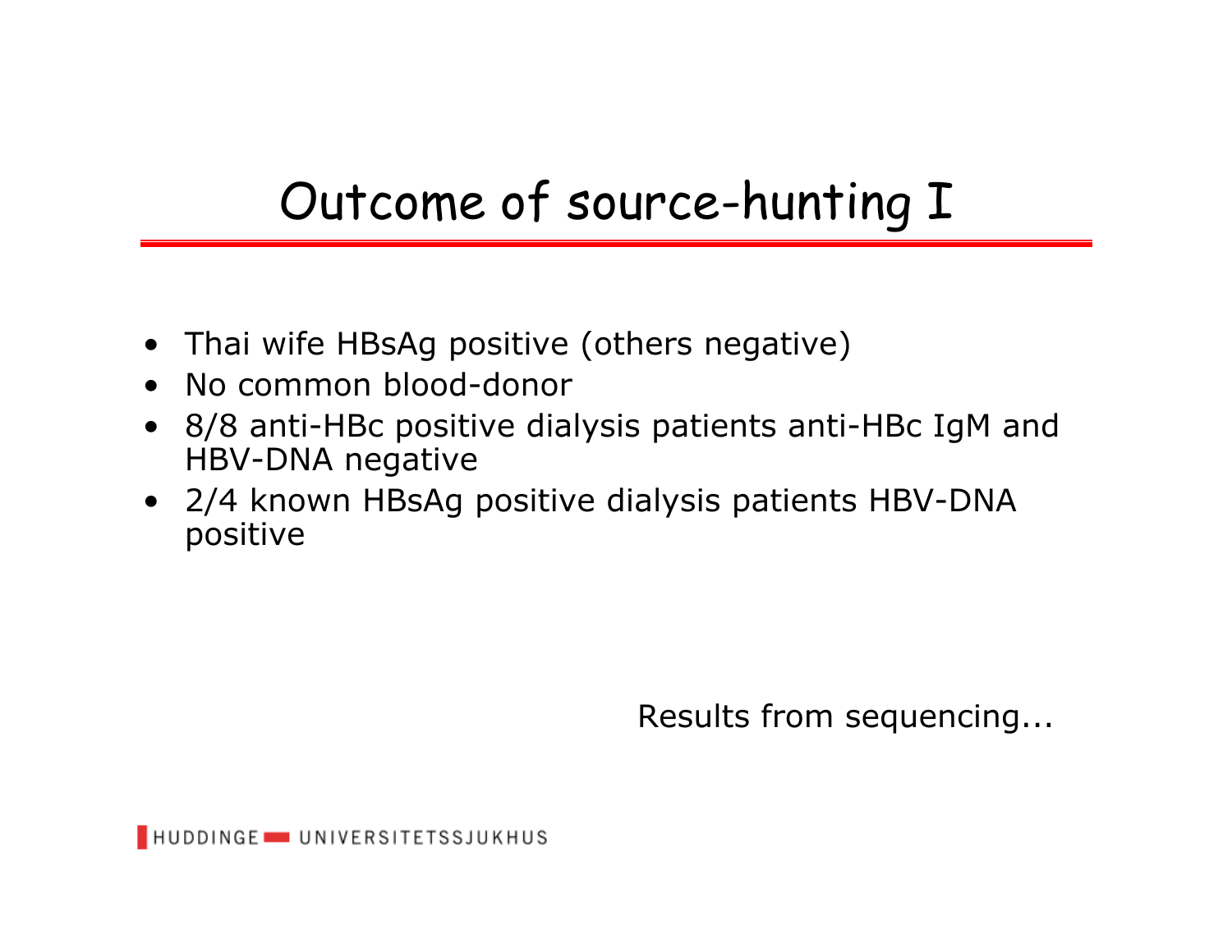# Outcome of source-hunting I

- Thai wife HBsAg positive (others negative)
- No common blood-donor
- 8/8 anti-HBc positive dialysis patients anti-HBc IgM and HBV-DNA negative
- 2/4 known HBsAg positive dialysis patients HBV-DNA positive

Results from sequencing...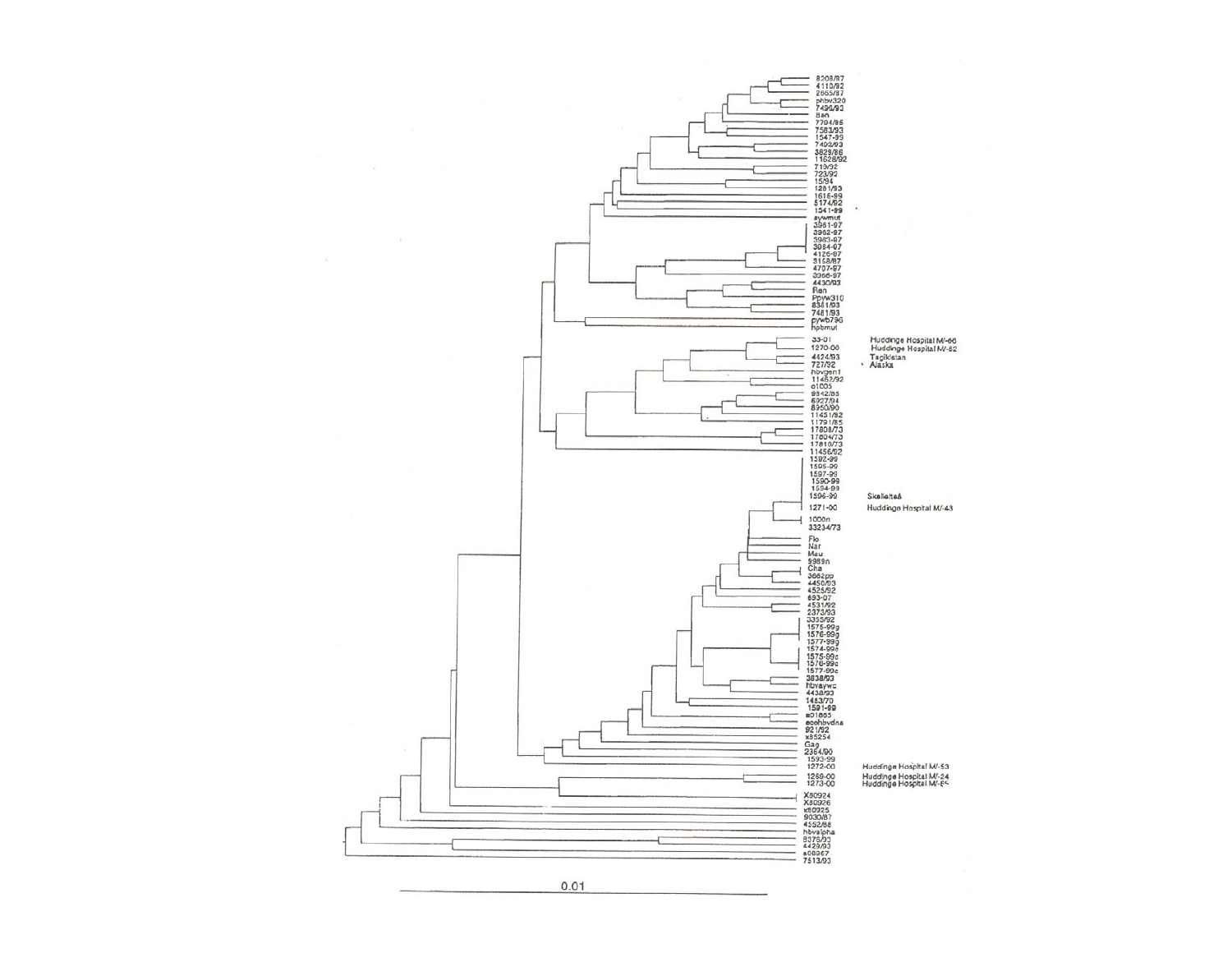8208/87
4110/92
2665/87
phbv320
7496/93
Ben
7794/85
7583/93
1547-99
7402/93
3829/86
11628/92
715/92
723/92
15/94
1281/93
1616-99
5174/82
1541-99
aywmut
3961-97
3962-97
3963-97
3964-97
4126-97
3158/87
4707-97
3966-97
4430/93
Ren
Ppyw310
8381/93
7481/93
pywb796
hpbmut
33-01 Huddinge Hospital M/-66
1270-00 Huddinge Hospital M/-82
4424/93 Tagikistan
727/92 Alaska
hbvgen1
11462/92
o1005
9942/85
6927/94
8950/90
11451/92
11791/85
17808/73
17804/73
17810/73
11456/92
1592-99
1595-99
1597-99
1590-99
1594-99
1596-99 Skellefteå
1271-00 Huddinge Hospital M/-43
1000n
33234/73
Flo
Nar
Mau
9989n
Cha
3662pp
4450/93
4525/92
693-07
4531/92
2373/93
3355/92
1575-99g
1576-99g
1577-99g
1574-99c
1575-99c
1576-99c
1577-99c
3838/93
hbvaywc
4438/93
1463/70
1591-99
a01865
ecohbvdna
921/92
x85254
Gag
2364/90
1593-99
1272-00 Huddinge Hospital M/-53
1269-00 Huddinge Hospital M/-24
1273-00 Huddinge Hospital M/-65
X80924
X80926
x80925
9030/87
4592/88
hbvalpha
8378/93
4429/93
a06957
7513/93

0.01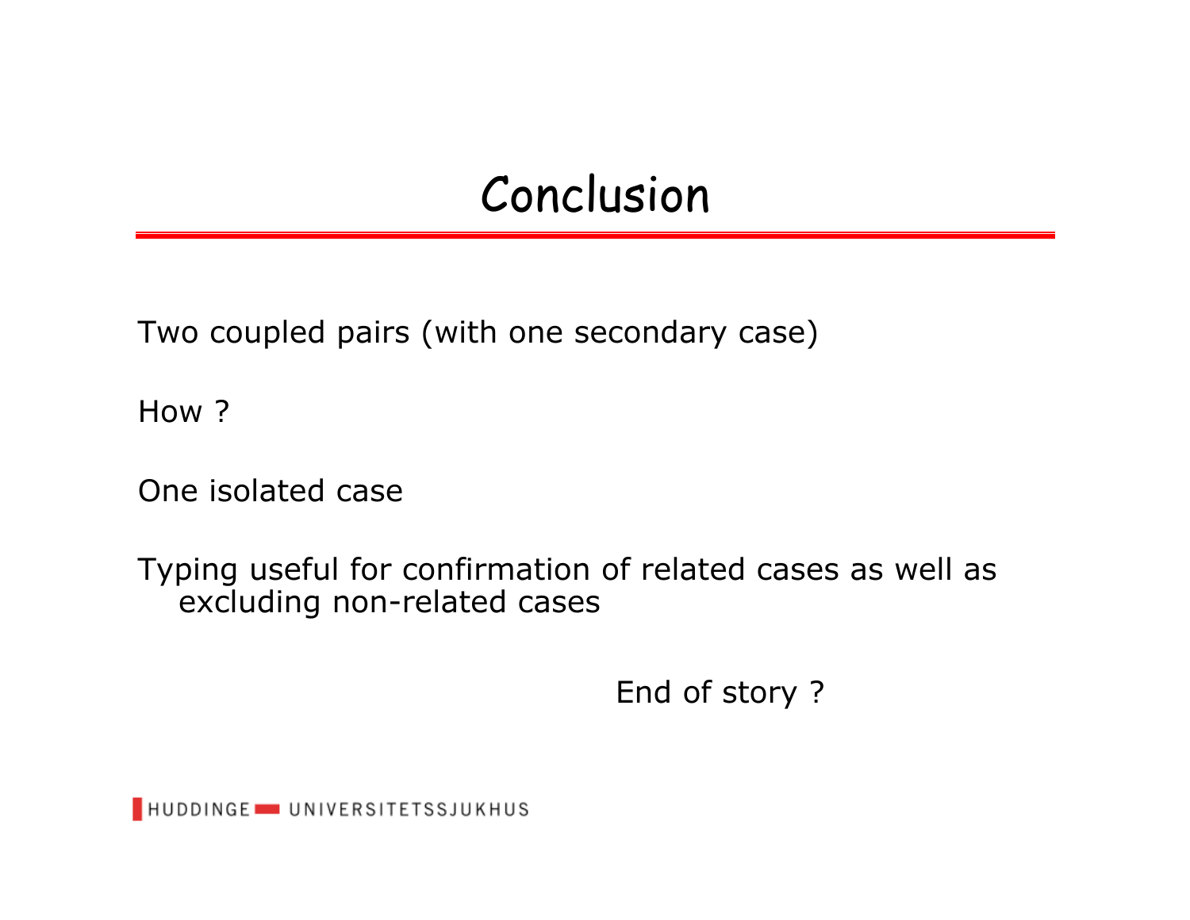# Conclusion

Two coupled pairs (with one secondary case)

How ?

One isolated case

Typing useful for confirmation of related cases as well as excluding non-related cases

End of story ?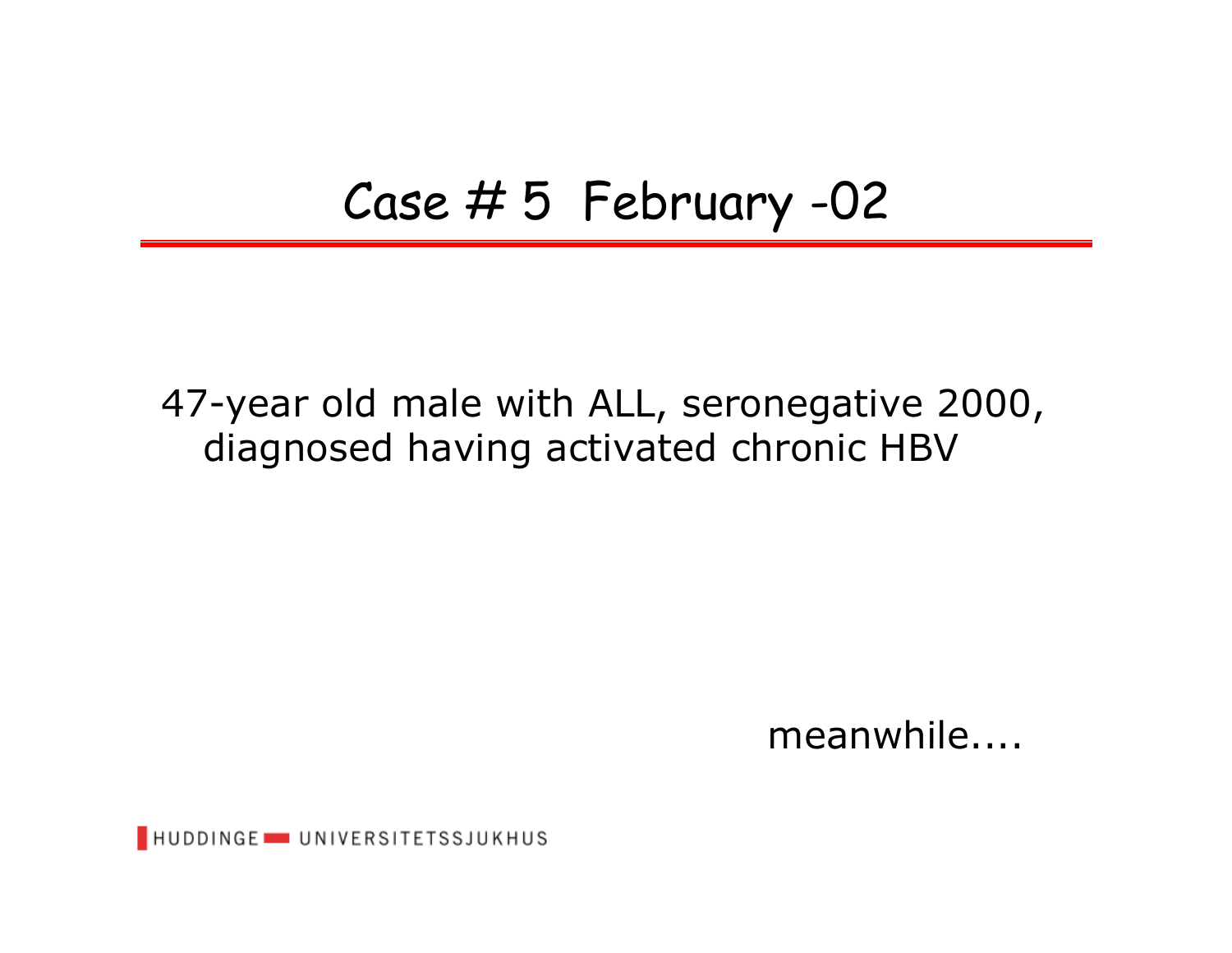# Case # 5 February -02

47-year old male with ALL, seronegative 2000, diagnosed having activated chronic HBV

meanwhile....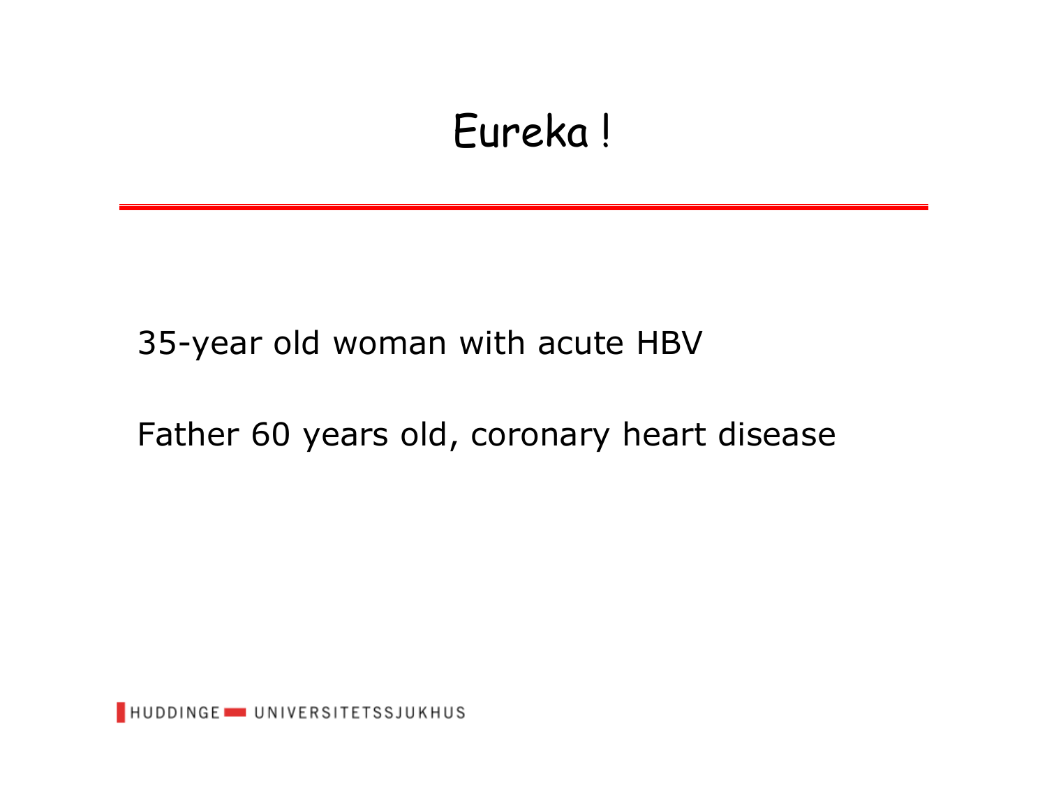# Eureka !

35-year old woman with acute HBV

Father 60 years old, coronary heart disease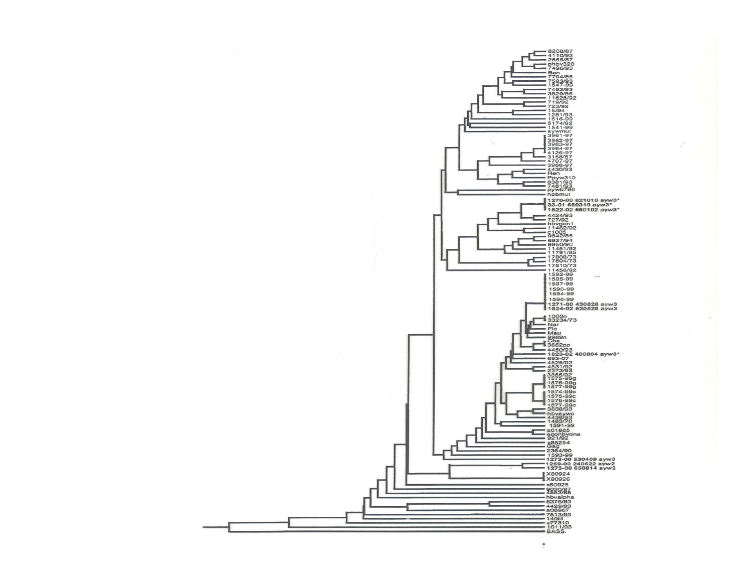8208/87
4110/92
2665/87
phbv320
7496/93
Ben
7794/85
7583/93
1547-99
7492/93
3829/86
11628/92
719/92
723/92
15/94
1281/93
1616-99
5174/92
1541-99
aywmut
3961-97
3962-97
3963-97
3964-97
4126-97
3158/87
4707-97
3966-97
4430/93
Ren
Ppyw310
8381/93
7481/93
pywb796
hpbmut
1270-00 821010 ayw3*
33-01 660319 ayw3*
1822-02 660102 ayw3*
4424/93
727/92
hbvgen1
11462/92
c1005
9842/85
6927/94
8950/90
11451/92
11791/85
17808/73
17804/73
17810/73
11456/92
1592-99
1595-99
1597-99
1590-99
1594-99
1596-99
1271-00 430828 ayw3
1824-02 630828 ayw3
1000n
33234/73
Nar
Flo
Mau
9989n
Cha
3662pp
4450/93
1823-02 400804 ayw3*
693-07
4525/92
4531/92
2373/93
3355/92
1575-99g
1576-99g
1577-99g
1574-99c
1575-99c
1576-99c
1577-99c
3838/93
hbvaywc
4438/93
1483/70
1591-99
a01865
ecohbvdna
921/92
x85254
Gag
2364/90
1593-99
1272-00 530409 ayw3
1269-00 240622 ayw2
1273-00 650814 ayw2
X80924
X80926
x80925
9030/87
4552/88
hbvalpha
8376/93
4429/93
a08967
7513/93
14/94
x77310
1011/93
BASS.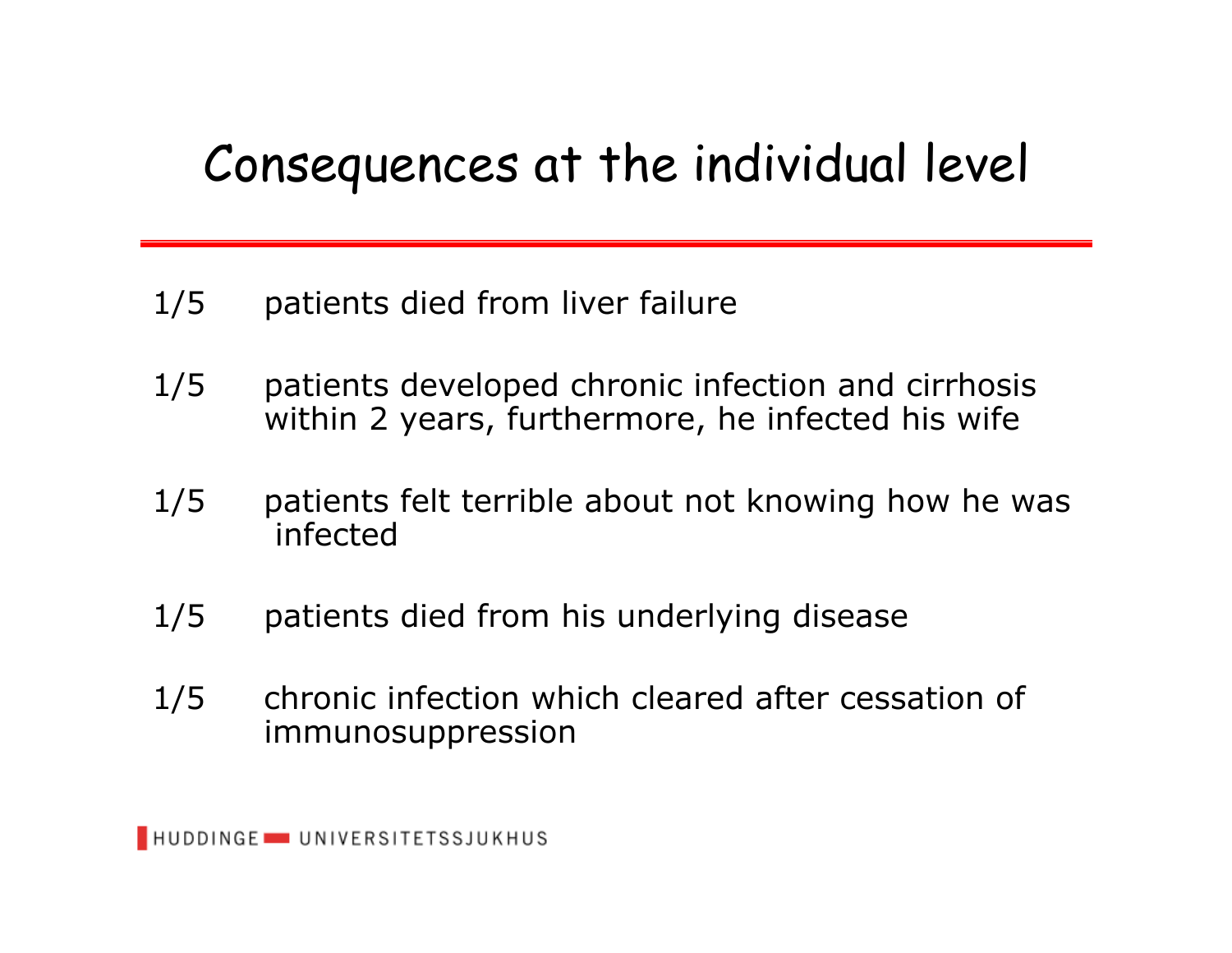# Consequences at the individual level

1/5 patients died from liver failure

1/5 patients developed chronic infection and cirrhosis within 2 years, furthermore, he infected his wife

1/5 patients felt terrible about not knowing how he was infected

1/5 patients died from his underlying disease

1/5 chronic infection which cleared after cessation of immunosuppression

HUDDINGE UNIVERSITETSSJUKHUS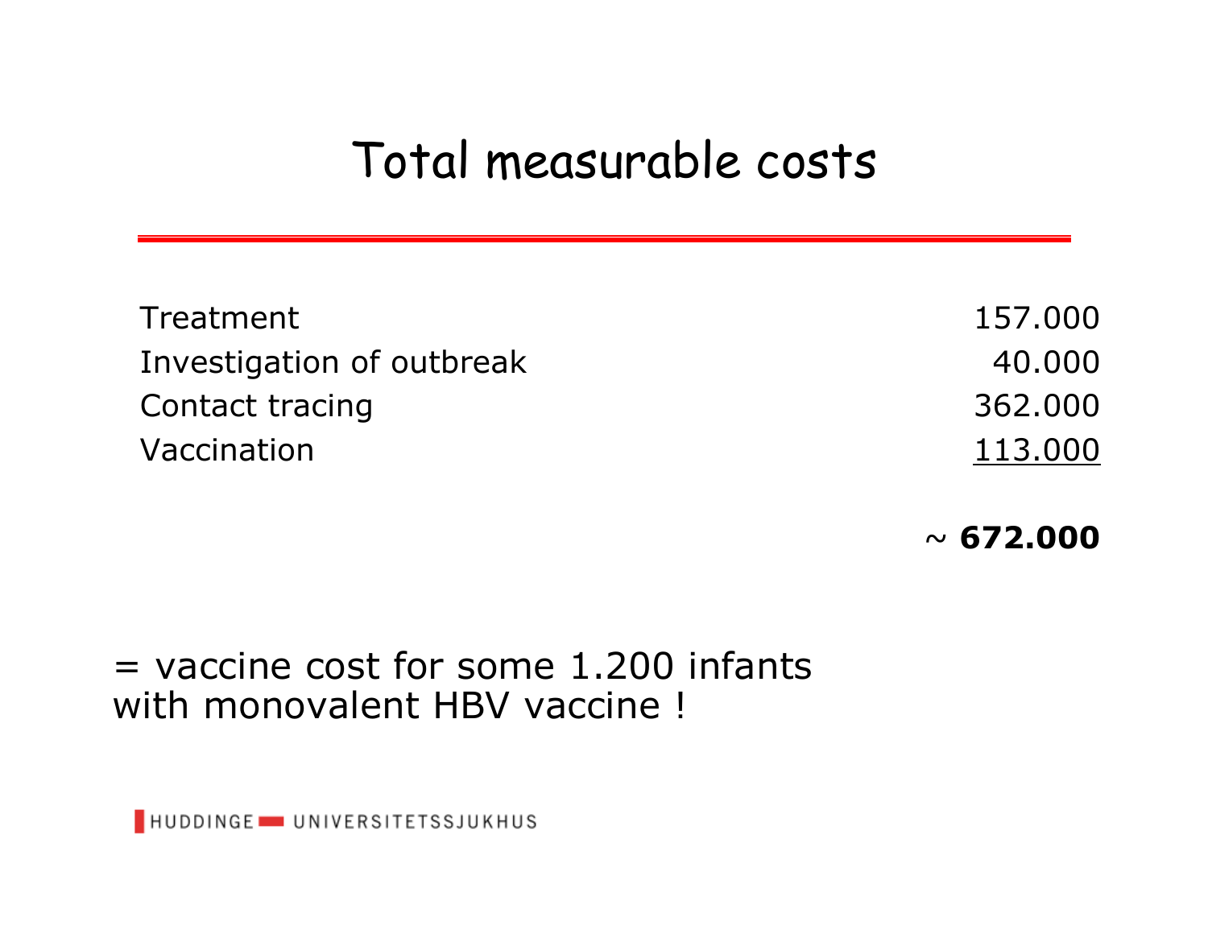# Total measurable costs

| | |
|---|---|
| Treatment | 157.000 |
| Investigation of outbreak | 40.000 |
| Contact tracing | 362.000 |
| Vaccination | 113.000 |
| | ~ **672.000** |

= vaccine cost for some 1.200 infants with monovalent HBV vaccine !

HUDDINGE UNIVERSITETSSJUKHUS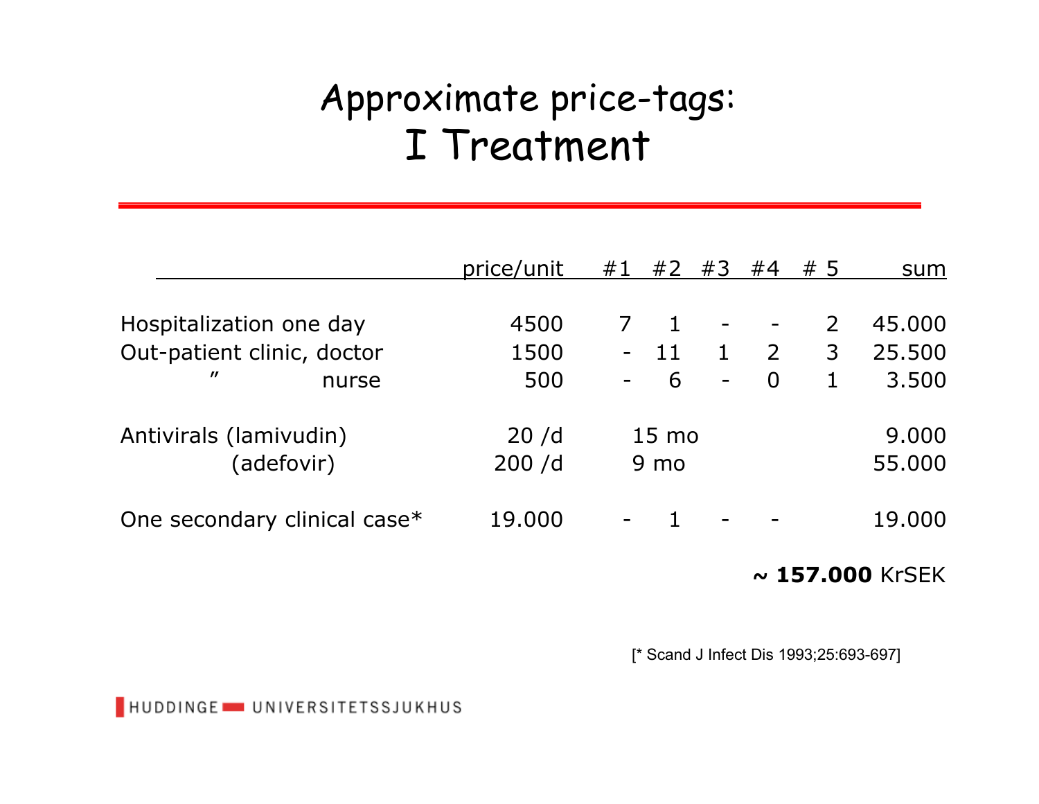# Approximate price-tags:
# I Treatment

| | price/unit | #1 | #2 | #3 | #4 | # 5 | sum |
|---|---|---|---|---|---|---|---|
| Hospitalization one day | 4500 | 7 | 1 | - | - | 2 | 45.000 |
| Out-patient clinic, doctor | 1500 | - | 11 | 1 | 2 | 3 | 25.500 |
| ″ nurse | 500 | - | 6 | - | 0 | 1 | 3.500 |
| Antivirals (lamivudin) | 20 /d | 15 mo | | | | | 9.000 |
| (adefovir) | 200 /d | 9 mo | | | | | 55.000 |
| One secondary clinical case* | 19.000 | - | 1 | - | - | | 19.000 |

**~ 157.000** KrSEK

[* Scand J Infect Dis 1993;25:693-697]

HUDDINGE UNIVERSITETSSJUKHUS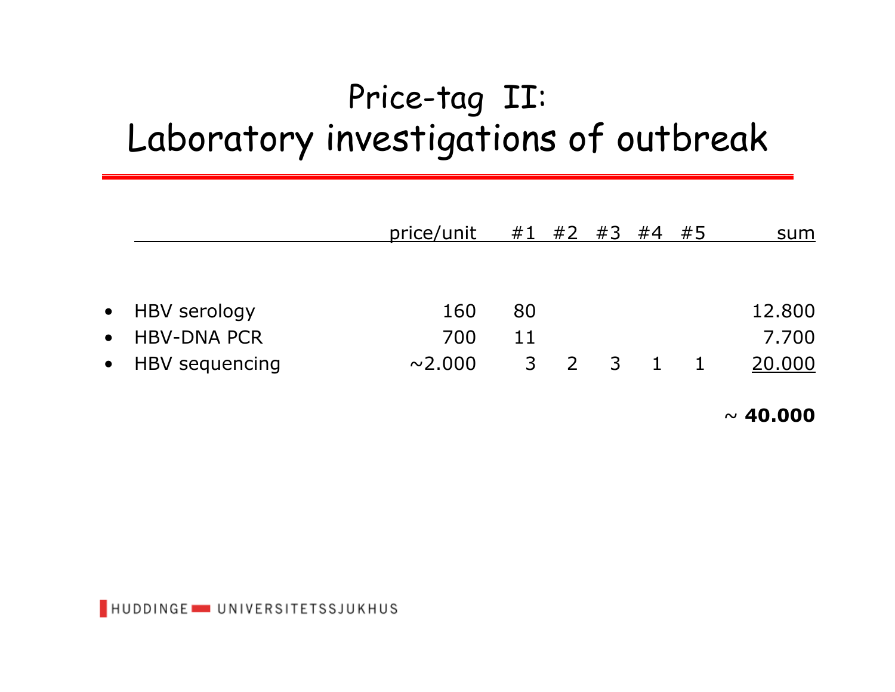# Price-tag II: Laboratory investigations of outbreak

| | price/unit | #1 | #2 | #3 | #4 | #5 | sum |
|---|---|---|---|---|---|---|---|
| • HBV serology | 160 | 80 | | | | | 12.800 |
| • HBV-DNA PCR | 700 | 11 | | | | | 7.700 |
| • HBV sequencing | ~2.000 | 3 | 2 | 3 | 1 | 1 | 20.000 |
| | | | | | | | ~ **40.000** |

HUDDINGE UNIVERSITETSSJUKHUS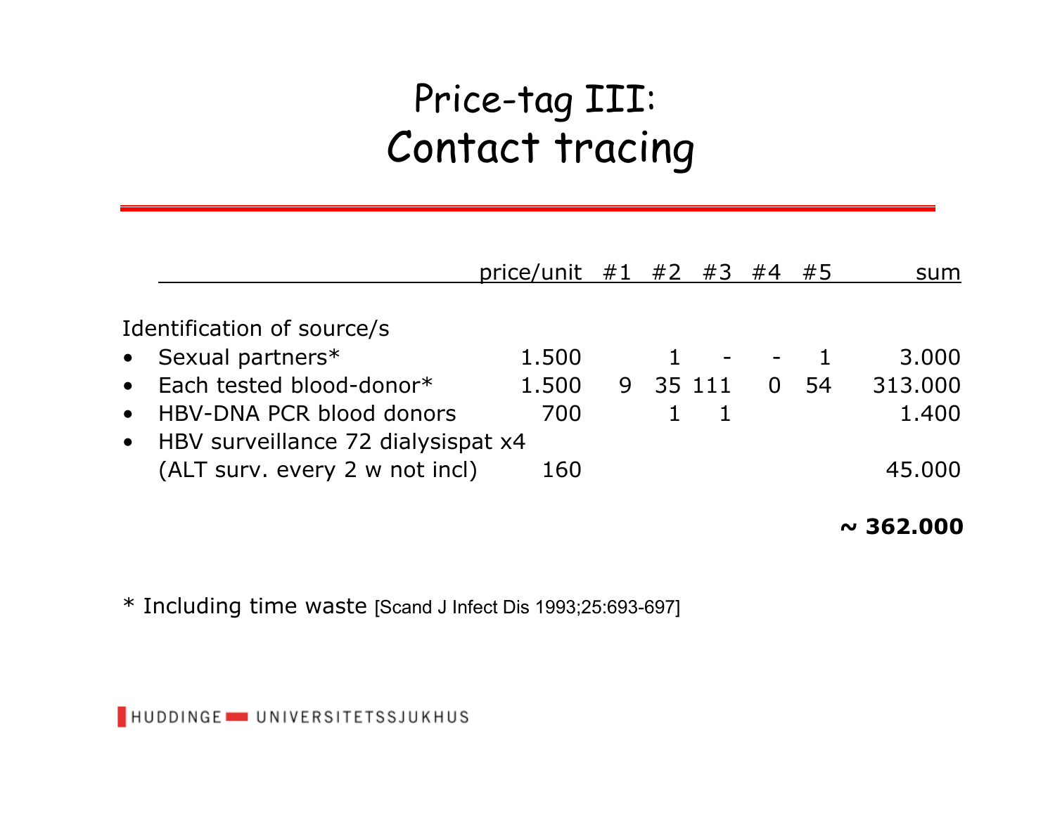# Price-tag III: Contact tracing

| | price/unit | #1 | #2 | #3 | #4 | #5 | sum |
|---|---|---|---|---|---|---|---|
| Identification of source/s | | | | | | | |
| • Sexual partners* | 1.500 | | 1 | - | - | 1 | 3.000 |
| • Each tested blood-donor* | 1.500 | 9 | 35 | 111 | 0 | 54 | 313.000 |
| • HBV-DNA PCR blood donors | 700 | | 1 | 1 | | | 1.400 |
| • HBV surveillance 72 dialysispat x4 (ALT surv. every 2 w not incl) | 160 | | | | | | 45.000 |
| | | | | | | | **~ 362.000** |

\* Including time waste [Scand J Infect Dis 1993;25:693-697]

HUDDINGE UNIVERSITETSSJUKHUS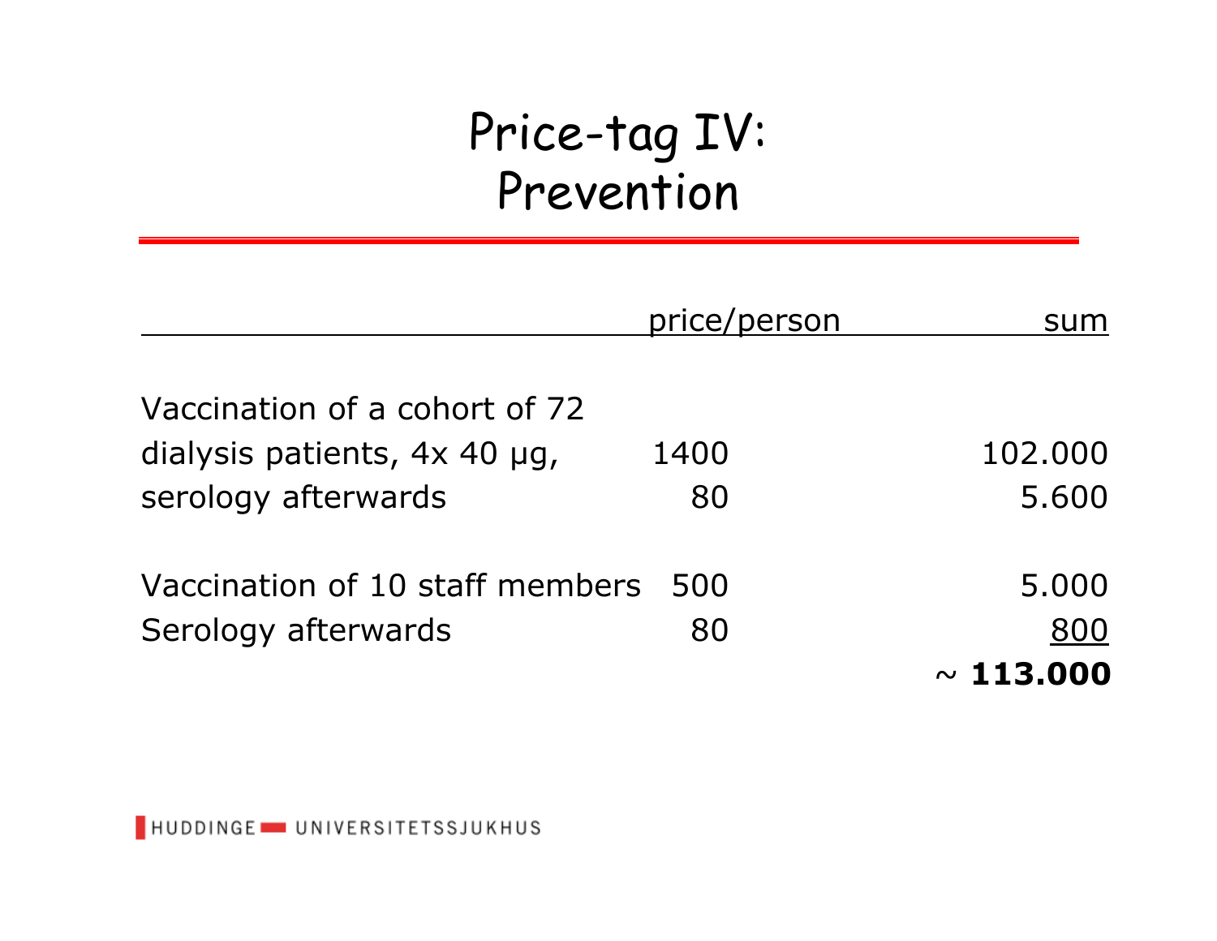# Price-tag IV: Prevention

| | price/person | sum |
|---|---|---|
| Vaccination of a cohort of 72 dialysis patients, 4x 40 µg, | 1400 | 102.000 |
| serology afterwards | 80 | 5.600 |
| Vaccination of 10 staff members | 500 | 5.000 |
| Serology afterwards | 80 | 800 |
| | | **~ 113.000** |

HUDDINGE UNIVERSITETSSJUKHUS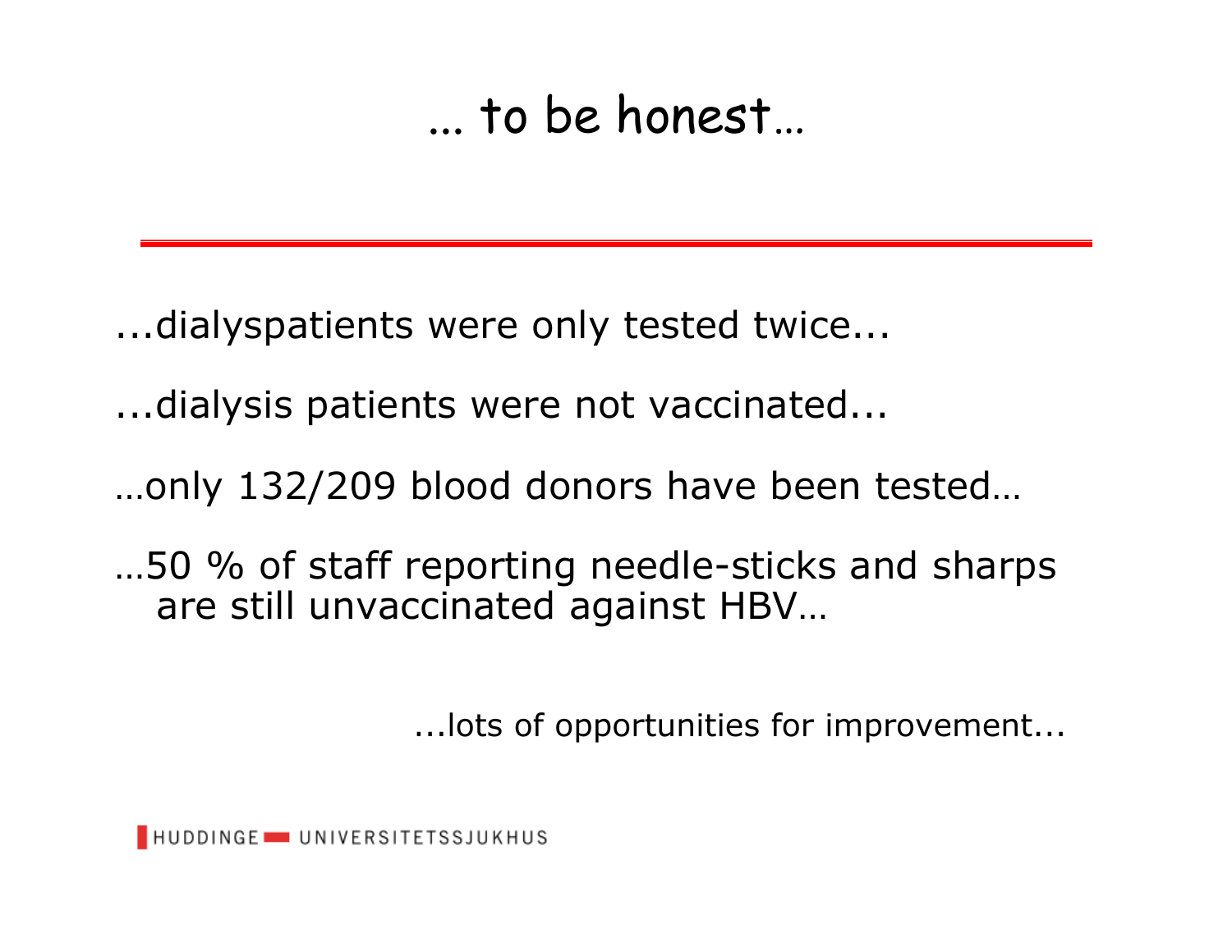# ... to be honest…

...dialyspatients were only tested twice...

...dialysis patients were not vaccinated...

…only 132/209 blood donors have been tested…

…50 % of staff reporting needle-sticks and sharps are still unvaccinated against HBV…

...lots of opportunities for improvement...

HUDDINGE UNIVERSITETSSJUKHUS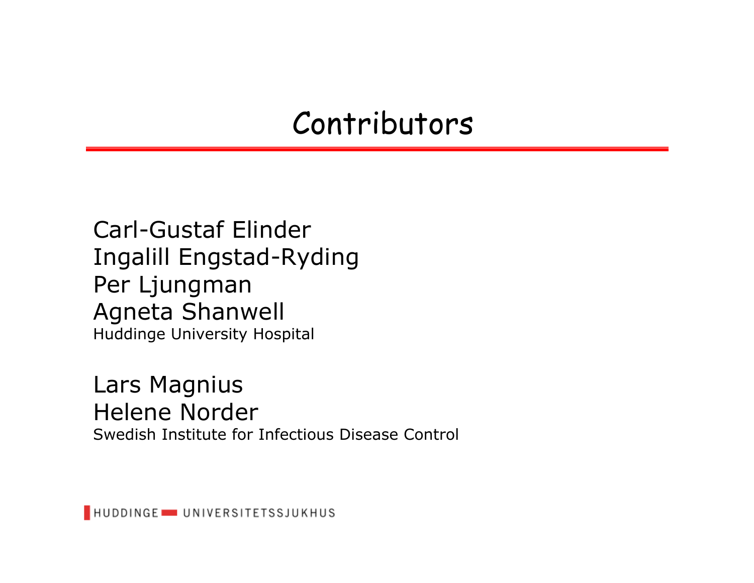# Contributors

Carl-Gustaf Elinder
Ingalill Engstad-Ryding
Per Ljungman
Agneta Shanwell
Huddinge University Hospital

Lars Magnius
Helene Norder
Swedish Institute for Infectious Disease Control

HUDDINGE UNIVERSITETSSJUKHUS